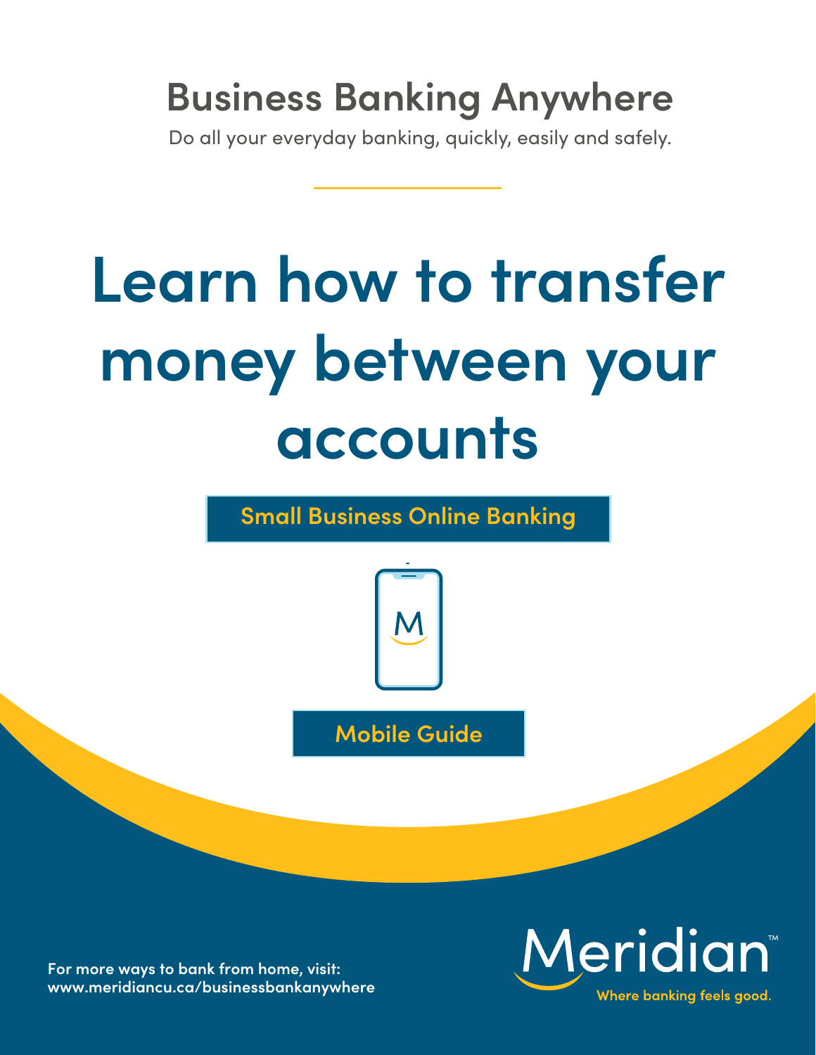## Business Banking Anywhere

Do all your everyday banking, quickly, easily and safely.

# Learn how to transfer money between your accounts

**Small Business Online Banking**

**Mobile Guide**

**For more ways to bank from home, visit: www.meridiancu.ca/businessbankanywhere**

Meridian™

Where banking feels good.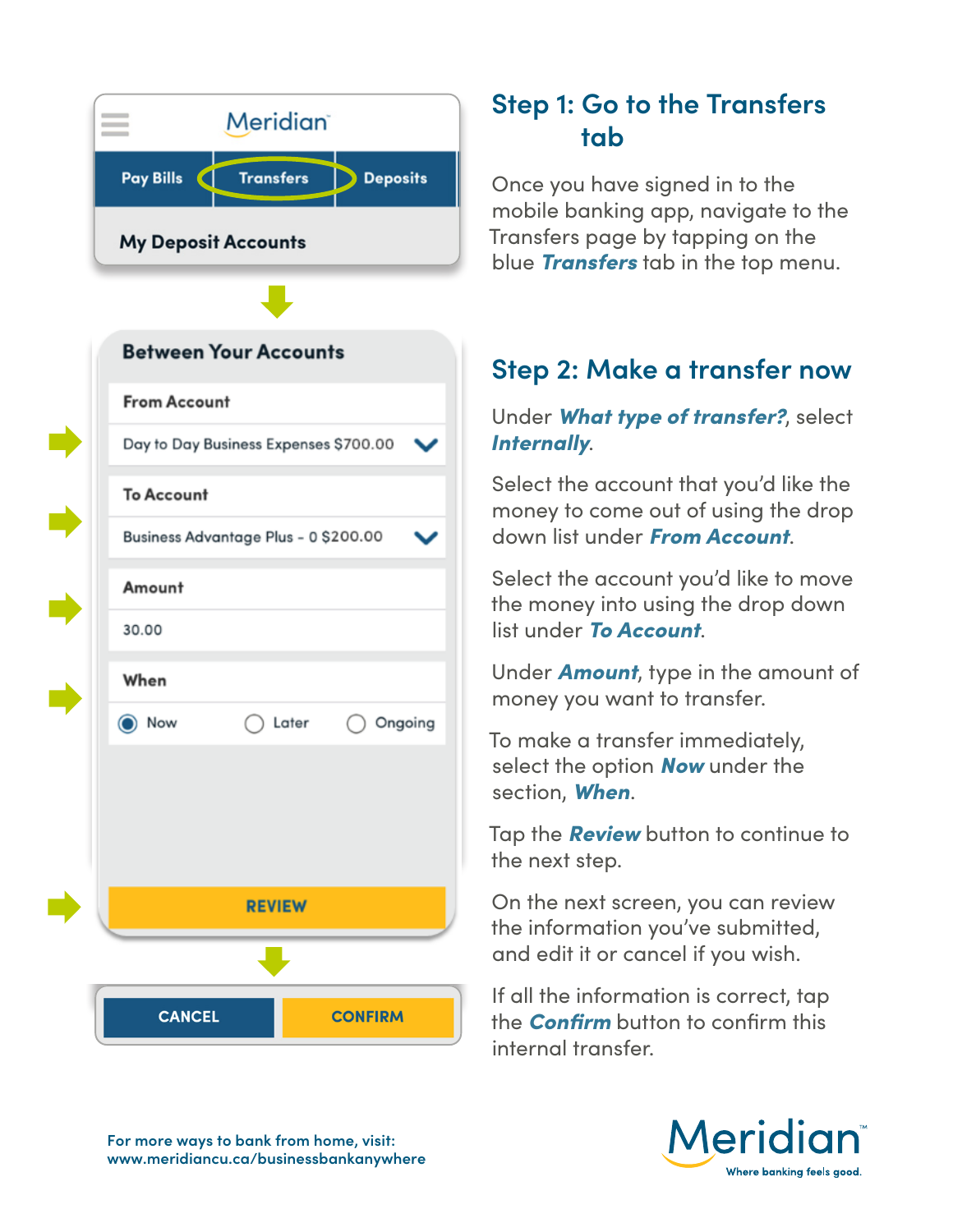Meridian

Pay Bills | Transfers | Deposits

My Deposit Accounts

Between Your Accounts

From Account

Day to Day Business Expenses $700.00

To Account

Business Advantage Plus - 0 $200.00

Amount

30.00

When

Now   Later   Ongoing

REVIEW

CANCEL   CONFIRM

## Step 1: Go to the Transfers tab

Once you have signed in to the mobile banking app, navigate to the Transfers page by tapping on the blue ***Transfers*** tab in the top menu.

## Step 2: Make a transfer now

Under ***What type of transfer?***, select ***Internally***.

Select the account that you'd like the money to come out of using the drop down list under ***From Account***.

Select the account you'd like to move the money into using the drop down list under ***To Account***.

Under ***Amount***, type in the amount of money you want to transfer.

To make a transfer immediately, select the option ***Now*** under the section, ***When***.

Tap the ***Review*** button to continue to the next step.

On the next screen, you can review the information you've submitted, and edit it or cancel if you wish.

If all the information is correct, tap the ***Confirm*** button to confirm this internal transfer.

For more ways to bank from home, visit:
www.meridiancu.ca/businessbankanywhere

Meridian™
Where banking feels good.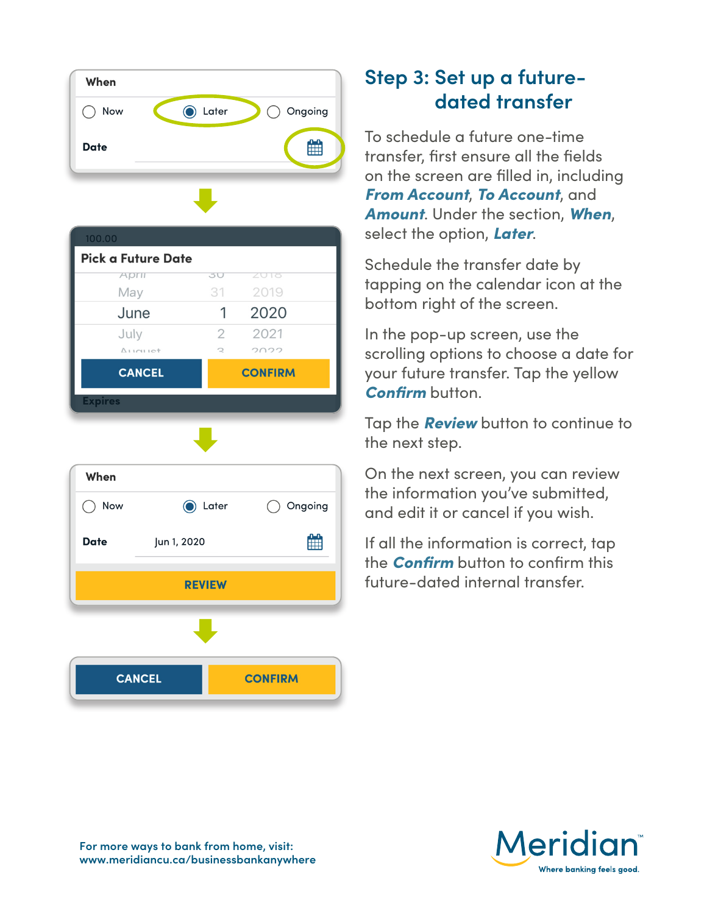## Step 3: Set up a future-dated transfer

To schedule a future one-time transfer, first ensure all the fields on the screen are filled in, including ***From Account***, ***To Account***, and ***Amount***. Under the section, ***When***, select the option, ***Later***.

Schedule the transfer date by tapping on the calendar icon at the bottom right of the screen.

In the pop-up screen, use the scrolling options to choose a date for your future transfer. Tap the yellow ***Confirm*** button.

Tap the ***Review*** button to continue to the next step.

On the next screen, you can review the information you've submitted, and edit it or cancel if you wish.

If all the information is correct, tap the ***Confirm*** button to confirm this future-dated internal transfer.

For more ways to bank from home, visit:
www.meridiancu.ca/businessbankanywhere

Meridian™ Where banking feels good.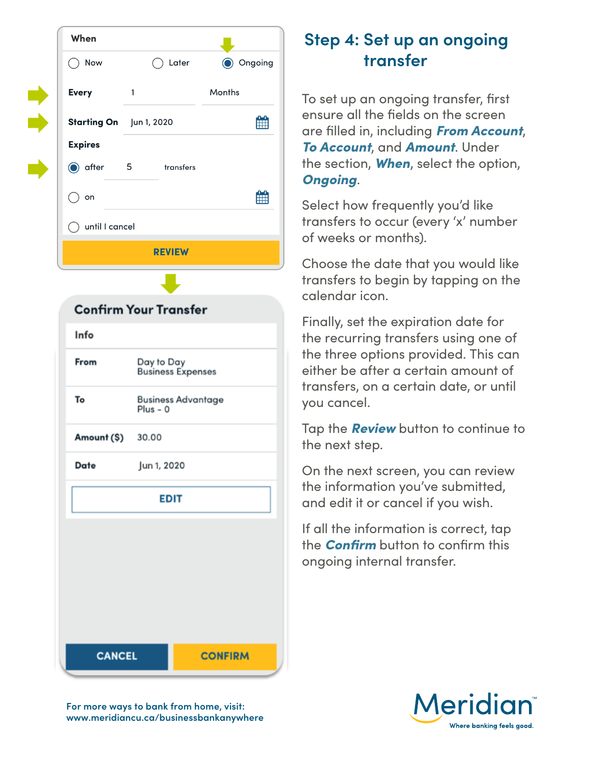## Step 4: Set up an ongoing transfer

When

Now Later Ongoing

Every 1 Months

Starting On Jun 1, 2020

Expires

after 5 transfers

on

until I cancel

REVIEW

Confirm Your Transfer

Info

| | |
|---|---|
| From | Day to Day Business Expenses |
| To | Business Advantage Plus - 0 |
| Amount ($) | 30.00 |
| Date | Jun 1, 2020 |

EDIT

CANCEL CONFIRM

To set up an ongoing transfer, first ensure all the fields on the screen are filled in, including ***From Account***, ***To Account***, and ***Amount***. Under the section, ***When***, select the option, ***Ongoing***.

Select how frequently you'd like transfers to occur (every 'x' number of weeks or months).

Choose the date that you would like transfers to begin by tapping on the calendar icon.

Finally, set the expiration date for the recurring transfers using one of the three options provided. This can either be after a certain amount of transfers, on a certain date, or until you cancel.

Tap the ***Review*** button to continue to the next step.

On the next screen, you can review the information you've submitted, and edit it or cancel if you wish.

If all the information is correct, tap the ***Confirm*** button to confirm this ongoing internal transfer.

For more ways to bank from home, visit:
www.meridiancu.ca/businessbankanywhere

Meridian™ Where banking feels good.